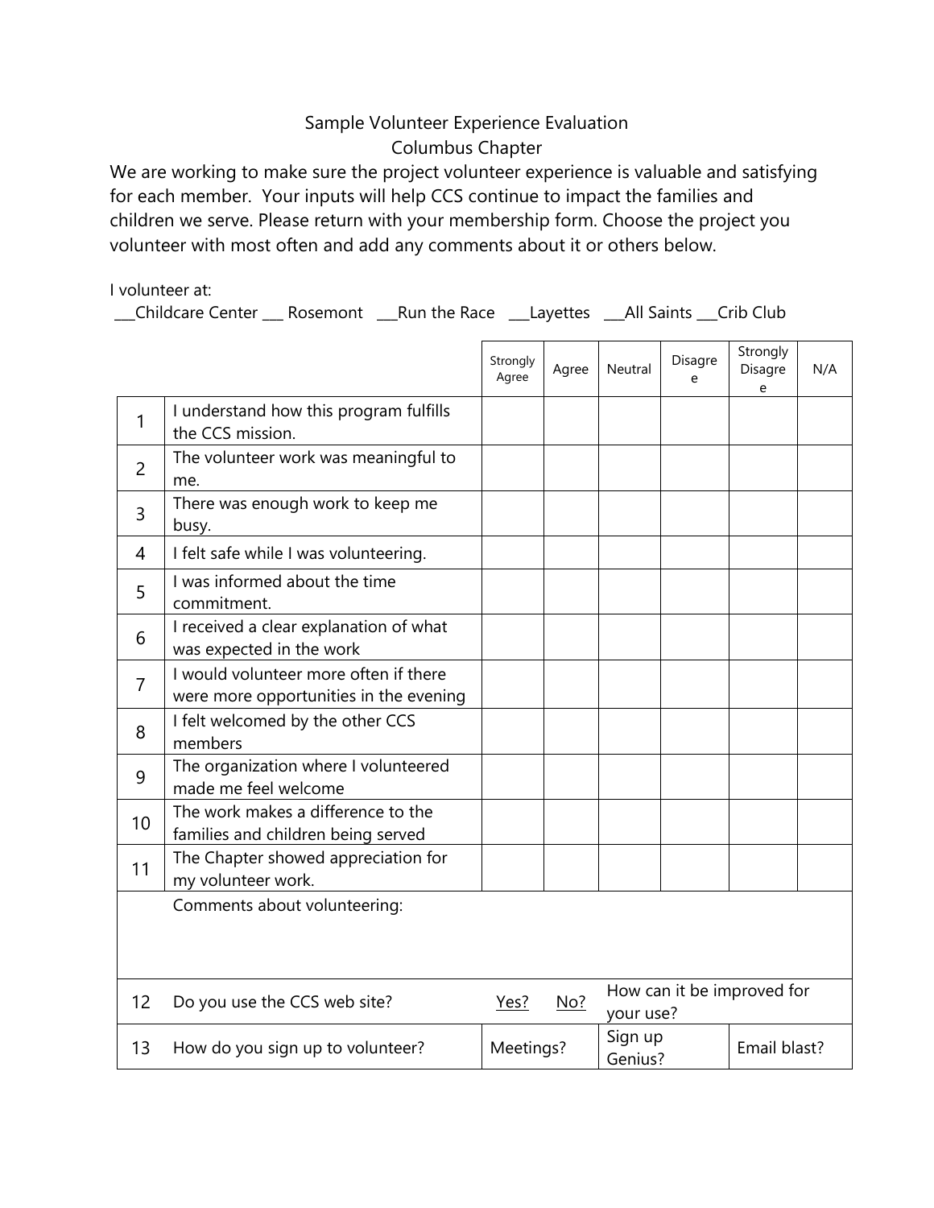Sample Volunteer Experience Evaluation

Columbus Chapter

We are working to make sure the project volunteer experience is valuable and satisfying for each member. Your inputs will help CCS continue to impact the families and children we serve. Please return with your membership form. Choose the project you volunteer with most often and add any comments about it or others below.

I volunteer at:

___Childcare Center ___ Rosemont ___Run the Race ___Layettes ___All Saints ___Crib Club

| | | Strongly Agree | Agree | Neutral | Disagree | Strongly Disagree | N/A |
|---|---|---|---|---|---|---|---|
| 1 | I understand how this program fulfills the CCS mission. | | | | | | |
| 2 | The volunteer work was meaningful to me. | | | | | | |
| 3 | There was enough work to keep me busy. | | | | | | |
| 4 | I felt safe while I was volunteering. | | | | | | |
| 5 | I was informed about the time commitment. | | | | | | |
| 6 | I received a clear explanation of what was expected in the work | | | | | | |
| 7 | I would volunteer more often if there were more opportunities in the evening | | | | | | |
| 8 | I felt welcomed by the other CCS members | | | | | | |
| 9 | The organization where I volunteered made me feel welcome | | | | | | |
| 10 | The work makes a difference to the families and children being served | | | | | | |
| 11 | The Chapter showed appreciation for my volunteer work. | | | | | | |
| | Comments about volunteering: | | | | | | |
| 12 | Do you use the CCS web site? | Yes? | No? | How can it be improved for your use? | | | |
| 13 | How do you sign up to volunteer? | Meetings? | | Sign up Genius? | | Email blast? | |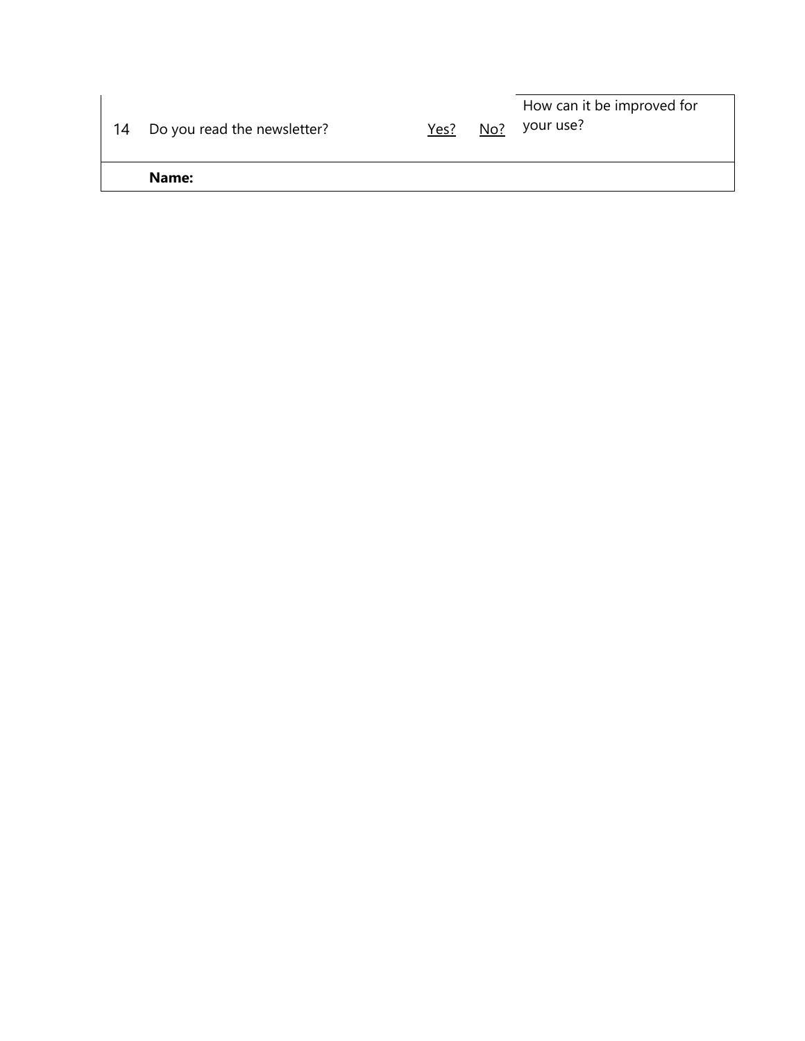| | | | | |
|---|---|---|---|---|
| 14 | Do you read the newsletter? | <u>Yes?</u> | <u>No?</u> | How can it be improved for your use? |
| | **Name:** | | | |